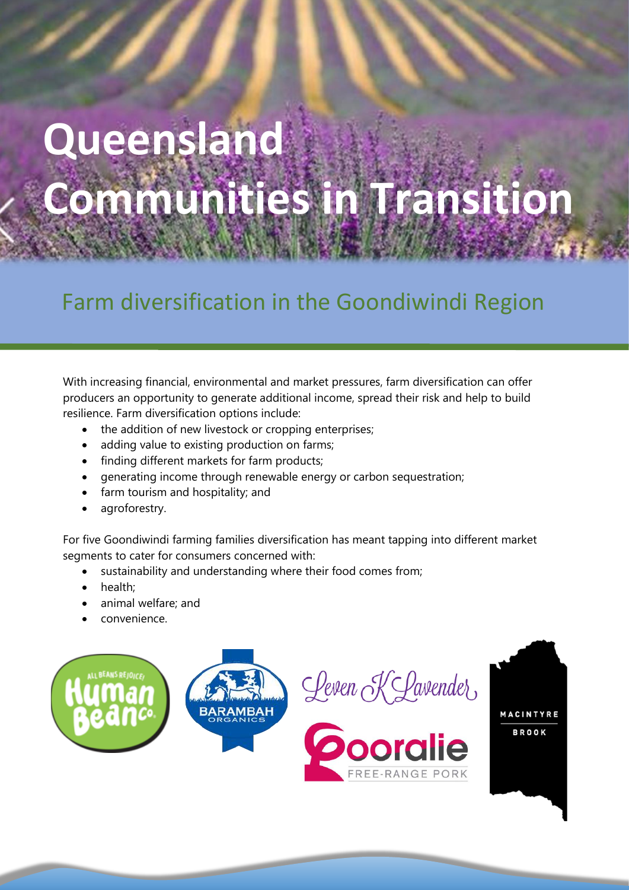# Queensland Communities in Transition

## Farm diversification in the Goondiwindi Region

With increasing financial, environmental and market pressures, farm diversification can offer producers an opportunity to generate additional income, spread their risk and help to build resilience. Farm diversification options include:

- the addition of new livestock or cropping enterprises;
- adding value to existing production on farms;
- finding different markets for farm products;
- generating income through renewable energy or carbon sequestration;
- farm tourism and hospitality; and
- agroforestry.

For five Goondiwindi farming families diversification has meant tapping into different market segments to cater for consumers concerned with:

- sustainability and understanding where their food comes from;
- health;
- animal welfare; and
- convenience.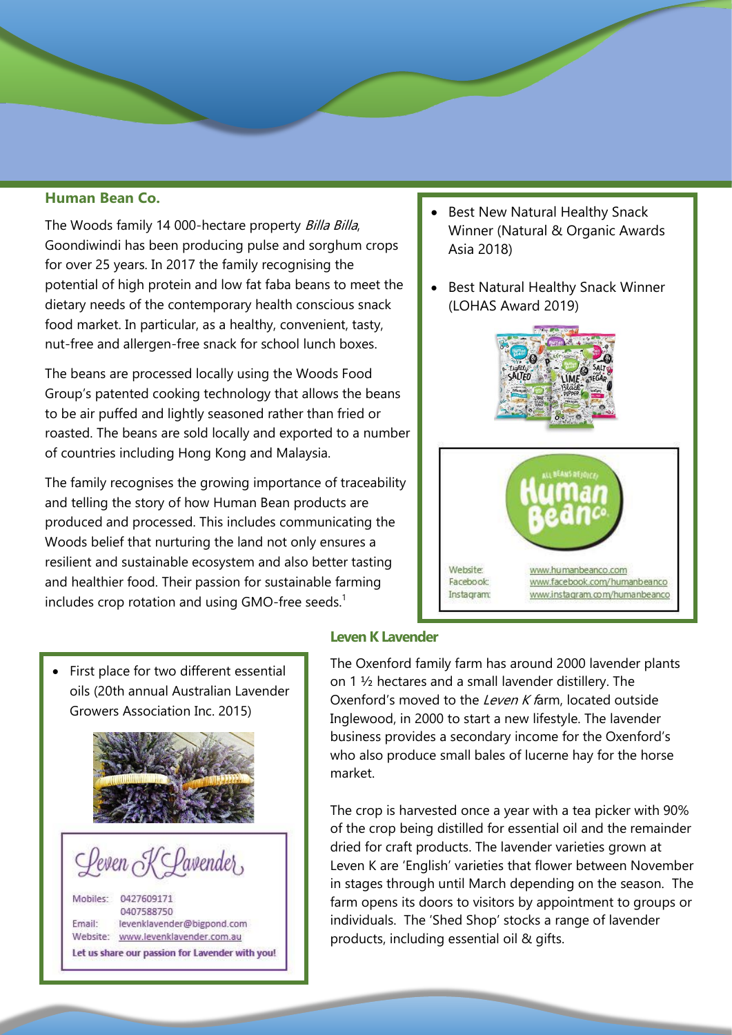## Human Bean Co.

The Woods family 14 000-hectare property *Billa Billa*, Goondiwindi has been producing pulse and sorghum crops for over 25 years. In 2017 the family recognising the potential of high protein and low fat faba beans to meet the dietary needs of the contemporary health conscious snack food market. In particular, as a healthy, convenient, tasty, nut-free and allergen-free snack for school lunch boxes.

The beans are processed locally using the Woods Food Group's patented cooking technology that allows the beans to be air puffed and lightly seasoned rather than fried or roasted. The beans are sold locally and exported to a number of countries including Hong Kong and Malaysia.

The family recognises the growing importance of traceability and telling the story of how Human Bean products are produced and processed. This includes communicating the Woods belief that nurturing the land not only ensures a resilient and sustainable ecosystem and also better tasting and healthier food. Their passion for sustainable farming includes crop rotation and using GMO-free seeds.[1]

- Best New Natural Healthy Snack Winner (Natural & Organic Awards Asia 2018)
- Best Natural Healthy Snack Winner (LOHAS Award 2019)

Website: www.humanbeanco.com
Facebook: www.facebook.com/humanbeanco
Instagram: www.instagram.com/humanbeanco

## Leven K Lavender

The Oxenford family farm has around 2000 lavender plants on 1 ½ hectares and a small lavender distillery. The Oxenford's moved to the *Leven K f*arm, located outside Inglewood, in 2000 to start a new lifestyle. The lavender business provides a secondary income for the Oxenford's who also produce small bales of lucerne hay for the horse market.

The crop is harvested once a year with a tea picker with 90% of the crop being distilled for essential oil and the remainder dried for craft products. The lavender varieties grown at Leven K are 'English' varieties that flower between November in stages through until March depending on the season. The farm opens its doors to visitors by appointment to groups or individuals. The 'Shed Shop' stocks a range of lavender products, including essential oil & gifts.

- First place for two different essential oils (20th annual Australian Lavender Growers Association Inc. 2015)

Leven K Lavender

Mobiles: 0427609171
0407588750
Email: levenklavender@bigpond.com
Website: www.levenklavender.com.au

**Let us share our passion for Lavender with you!**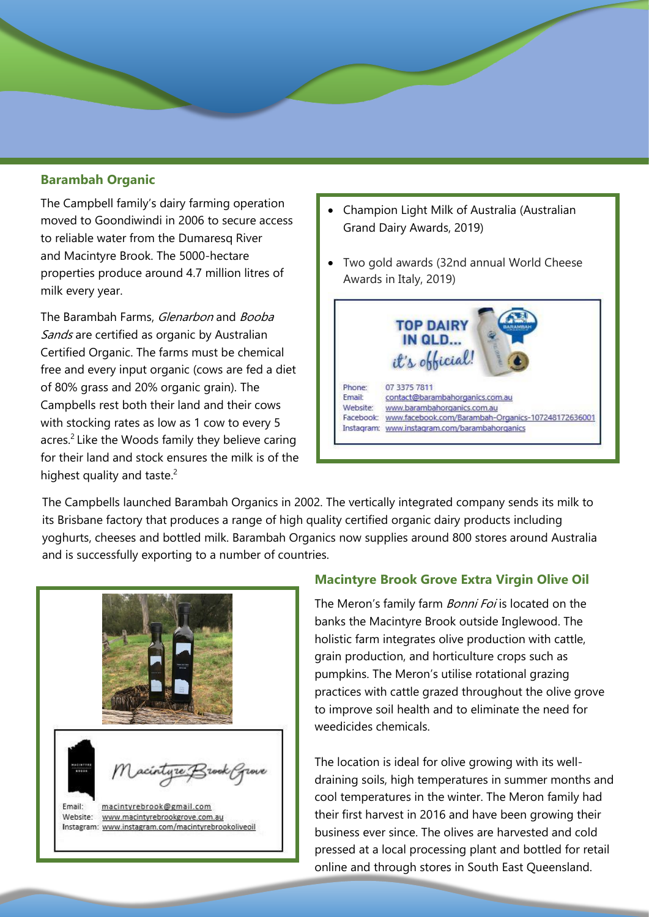## Barambah Organic

The Campbell family's dairy farming operation moved to Goondiwindi in 2006 to secure access to reliable water from the Dumaresq River and Macintyre Brook. The 5000-hectare properties produce around 4.7 million litres of milk every year.

The Barambah Farms, *Glenarbon* and *Booba Sands* are certified as organic by Australian Certified Organic. The farms must be chemical free and every input organic (cows are fed a diet of 80% grass and 20% organic grain). The Campbells rest both their land and their cows with stocking rates as low as 1 cow to every 5 acres.[2] Like the Woods family they believe caring for their land and stock ensures the milk is of the highest quality and taste.[2]

- Champion Light Milk of Australia (Australian Grand Dairy Awards, 2019)
- Two gold awards (32nd annual World Cheese Awards in Italy, 2019)

TOP DAIRY IN QLD... it's official!

Phone: 07 3375 7811
Email: contact@barambahorganics.com.au
Website: www.barambahorganics.com.au
Facebook: www.facebook.com/Barambah-Organics-107248172636001
Instagram: www.instagram.com/barambahorganics

The Campbells launched Barambah Organics in 2002. The vertically integrated company sends its milk to its Brisbane factory that produces a range of high quality certified organic dairy products including yoghurts, cheeses and bottled milk. Barambah Organics now supplies around 800 stores around Australia and is successfully exporting to a number of countries.

## Macintyre Brook Grove Extra Virgin Olive Oil

The Meron's family farm *Bonni Foi* is located on the banks the Macintyre Brook outside Inglewood. The holistic farm integrates olive production with cattle, grain production, and horticulture crops such as pumpkins. The Meron's utilise rotational grazing practices with cattle grazed throughout the olive grove to improve soil health and to eliminate the need for weedicides chemicals.

The location is ideal for olive growing with its well-draining soils, high temperatures in summer months and cool temperatures in the winter. The Meron family had their first harvest in 2016 and have been growing their business ever since. The olives are harvested and cold pressed at a local processing plant and bottled for retail online and through stores in South East Queensland.

Macintyre Brook Grove

Email: macintyrebrook@gmail.com
Website: www.macintyrebrookgrove.com.au
Instagram: www.instagram.com/macintyrebrookoliveoil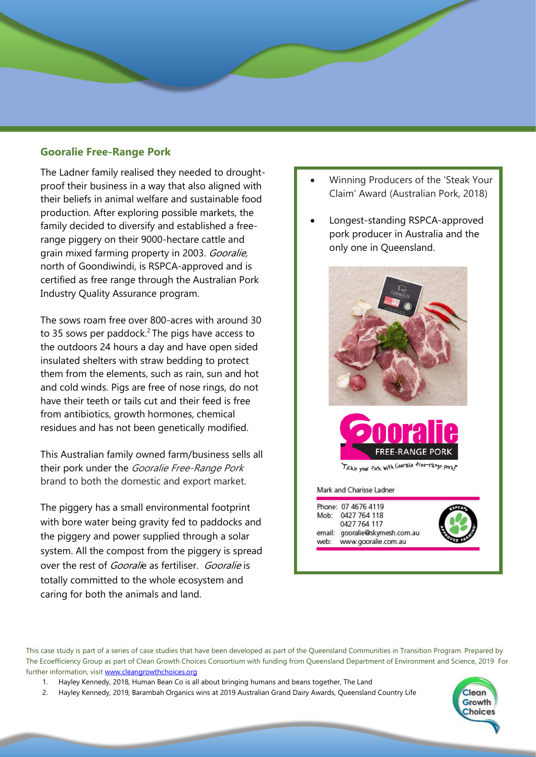## Gooralie Free-Range Pork

The Ladner family realised they needed to drought-proof their business in a way that also aligned with their beliefs in animal welfare and sustainable food production. After exploring possible markets, the family decided to diversify and established a free-range piggery on their 9000-hectare cattle and grain mixed farming property in 2003. *Gooralie,* north of Goondiwindi, is RSPCA-approved and is certified as free range through the Australian Pork Industry Quality Assurance program.

The sows roam free over 800-acres with around 30 to 35 sows per paddock.[2] The pigs have access to the outdoors 24 hours a day and have open sided insulated shelters with straw bedding to protect them from the elements, such as rain, sun and hot and cold winds. Pigs are free of nose rings, do not have their teeth or tails cut and their feed is free from antibiotics, growth hormones, chemical residues and has not been genetically modified.

This Australian family owned farm/business sells all their pork under the *Gooralie Free-Range Pork* brand to both the domestic and export market.

The piggery has a small environmental footprint with bore water being gravity fed to paddocks and the piggery and power supplied through a solar system. All the compost from the piggery is spread over the rest of *Gooralie* as fertiliser. *Gooralie* is totally committed to the whole ecosystem and caring for both the animals and land.

- Winning Producers of the 'Steak Your Claim' Award (Australian Pork, 2018)
- Longest-standing RSPCA-approved pork producer in Australia and the only one in Queensland.

Gooralie FREE-RANGE PORK

"Tickle your fork with Gooralie free-range pork!"

Mark and Charisse Ladner

Phone: 07 4676 4119
Mob: 0427 764 118
0427 764 117
email: gooralie@skymesh.com.au
web: www.gooralie.com.au

This case study is part of a series of case studies that have been developed as part of the Queensland Communities in Transition Program. Prepared by The Ecoefficiency Group as part of Clean Growth Choices Consortium with funding from Queensland Department of Environment and Science, 2019 For further information, visit www.cleangrowthchoices.org

1. Hayley Kennedy, 2018, Human Bean Co is all about bringing humans and beans together, The Land
2. Hayley Kennedy, 2019, Barambah Organics wins at 2019 Australian Grand Dairy Awards, Queensland Country Life